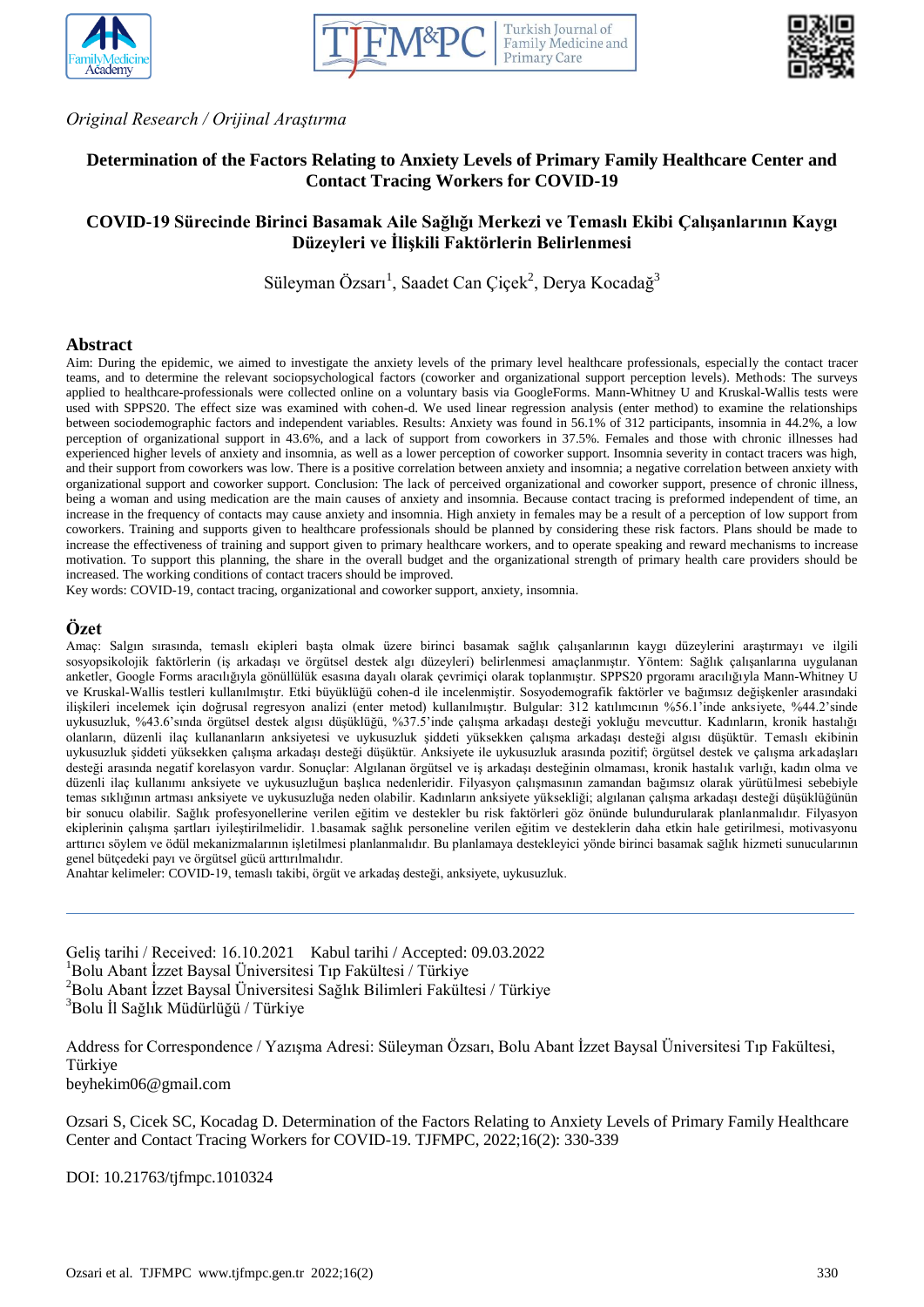*Original Research / Orijinal Araştırma*

# Determination of the Factors Relating to Anxiety Levels of Primary Family Healthcare Center and Contact Tracing Workers for COVID-19

# COVID-19 Sürecinde Birinci Basamak Aile Sağlığı Merkezi ve Temaslı Ekibi Çalışanlarının Kaygı Düzeyleri ve İlişkili Faktörlerin Belirlenmesi

Süleyman Özsarı[1], Saadet Can Çiçek[2], Derya Kocadağ[3]

## Abstract

Aim: During the epidemic, we aimed to investigate the anxiety levels of the primary level healthcare professionals, especially the contact tracer teams, and to determine the relevant sociopsychological factors (coworker and organizational support perception levels). Methods: The surveys applied to healthcare-professionals were collected online on a voluntary basis via GoogleForms. Mann-Whitney U and Kruskal-Wallis tests were used with SPPS20. The effect size was examined with cohen-d. We used linear regression analysis (enter method) to examine the relationships between sociodemographic factors and independent variables. Results: Anxiety was found in 56.1% of 312 participants, insomnia in 44.2%, a low perception of organizational support in 43.6%, and a lack of support from coworkers in 37.5%. Females and those with chronic illnesses had experienced higher levels of anxiety and insomnia, as well as a lower perception of coworker support. Insomnia severity in contact tracers was high, and their support from coworkers was low. There is a positive correlation between anxiety and insomnia; a negative correlation between anxiety with organizational support and coworker support. Conclusion: The lack of perceived organizational and coworker support, presence of chronic illness, being a woman and using medication are the main causes of anxiety and insomnia. Because contact tracing is preformed independent of time, an increase in the frequency of contacts may cause anxiety and insomnia. High anxiety in females may be a result of a perception of low support from coworkers. Training and supports given to healthcare professionals should be planned by considering these risk factors. Plans should be made to increase the effectiveness of training and support given to primary healthcare workers, and to operate speaking and reward mechanisms to increase motivation. To support this planning, the share in the overall budget and the organizational strength of primary health care providers should be increased. The working conditions of contact tracers should be improved.

Key words: COVID-19, contact tracing, organizational and coworker support, anxiety, insomnia.

## Özet

Amaç: Salgın sırasında, temaslı ekipleri başta olmak üzere birinci basamak sağlık çalışanlarının kaygı düzeylerini araştırmayı ve ilgili sosyopsikolojik faktörlerin (iş arkadaşı ve örgütsel destek algı düzeyleri) belirlenmesi amaçlanmıştır. Yöntem: Sağlık çalışanlarına uygulanan anketler, Google Forms aracılığıyla gönüllülük esasına dayalı olarak çevrimiçi olarak toplanmıştır. SPPS20 prgoramı aracılığıyla Mann-Whitney U ve Kruskal-Wallis testleri kullanılmıştır. Etki büyüklüğü cohen-d ile incelenmiştir. Sosyodemografik faktörler ve bağımsız değişkenler arasındaki ilişkileri incelemek için doğrusal regresyon analizi (enter metod) kullanılmıştır. Bulgular: 312 katılımcının %56.1'inde anksiyete, %44.2'sinde uykusuzluk, %43.6'sında örgütsel destek algısı düşüklüğü, %37.5'inde çalışma arkadaşı desteği yokluğu mevcuttur. Kadınların, kronik hastalığı olanların, düzenli ilaç kullananların anksiyetesi ve uykusuzluk şiddeti yüksekken çalışma arkadaşı desteği algısı düşüktür. Temaslı ekibinin uykusuzluk şiddeti yüksekken çalışma arkadaşı desteği düşüktür. Anksiyete ile uykusuzluk arasında pozitif; örgütsel destek ve çalışma arkadaşları desteği arasında negatif korelasyon vardır. Sonuçlar: Algılanan örgütsel ve iş arkadaşı desteğinin olmaması, kronik hastalık varlığı, kadın olma ve düzenli ilaç kullanımı anksiyete ve uykusuzluğun başlıca nedenleridir. Filyasyon çalışmasının zamandan bağımsız olarak yürütülmesi sebebiyle temas sıklığının artması anksiyete ve uykusuzluğa neden olabilir. Kadınların anksiyete yüksekliği; algılanan çalışma arkadaşı desteği düşüklüğünün bir sonucu olabilir. Sağlık profesyonellerine verilen eğitim ve destekler bu risk faktörleri göz önünde bulundurularak planlanmalıdır. Filyasyon ekiplerinin çalışma şartları iyileştirilmelidir. 1.basamak sağlık personeline verilen eğitim ve desteklerin daha etkin hale getirilmesi, motivasyonu arttırıcı söylem ve ödül mekanizmalarının işletilmesi planlanmalıdır. Bu planlamaya destekleyici yönde birinci basamak sağlık hizmeti sunucularının genel bütçedeki payı ve örgütsel gücü arttırılmalıdır.

Anahtar kelimeler: COVID-19, temaslı takibi, örgüt ve arkadaş desteği, anksiyete, uykusuzluk.

---

Geliş tarihi / Received: 16.10.2021 Kabul tarihi / Accepted: 09.03.2022

[1]Bolu Abant İzzet Baysal Üniversitesi Tıp Fakültesi / Türkiye

[2]Bolu Abant İzzet Baysal Üniversitesi Sağlık Bilimleri Fakültesi / Türkiye

[3]Bolu İl Sağlık Müdürlüğü / Türkiye

Address for Correspondence / Yazışma Adresi: Süleyman Özsarı, Bolu Abant İzzet Baysal Üniversitesi Tıp Fakültesi, Türkiye
beyhekim06@gmail.com

Ozsari S, Cicek SC, Kocadag D. Determination of the Factors Relating to Anxiety Levels of Primary Family Healthcare Center and Contact Tracing Workers for COVID-19. TJFMPC, 2022;16(2): 330-339

DOI: 10.21763/tjfmpc.1010324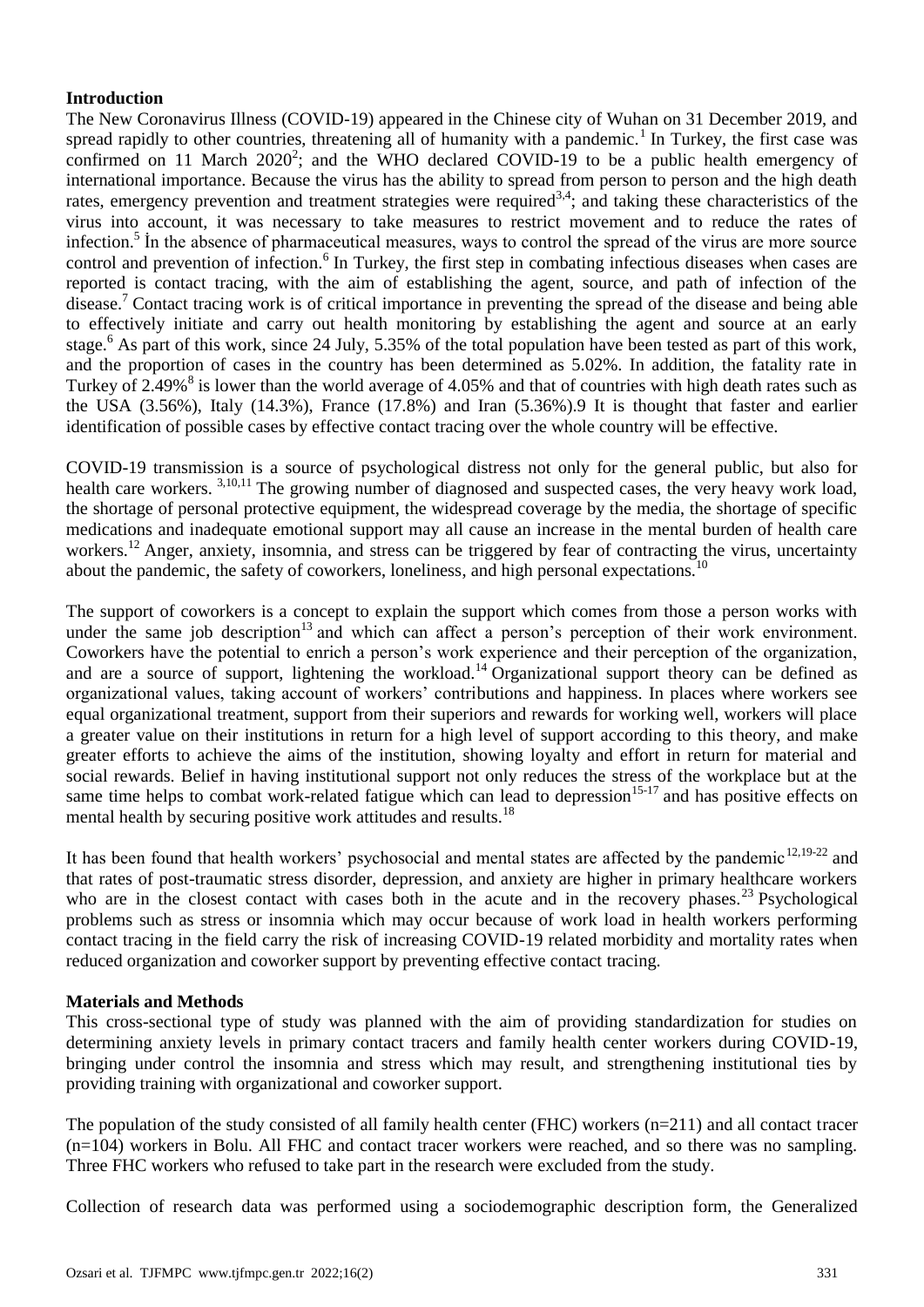## Introduction

The New Coronavirus Illness (COVID-19) appeared in the Chinese city of Wuhan on 31 December 2019, and spread rapidly to other countries, threatening all of humanity with a pandemic.[1] In Turkey, the first case was confirmed on 11 March 2020[2]; and the WHO declared COVID-19 to be a public health emergency of international importance. Because the virus has the ability to spread from person to person and the high death rates, emergency prevention and treatment strategies were required[3,4]; and taking these characteristics of the virus into account, it was necessary to take measures to restrict movement and to reduce the rates of infection.[5] İn the absence of pharmaceutical measures, ways to control the spread of the virus are more source control and prevention of infection.[6] In Turkey, the first step in combating infectious diseases when cases are reported is contact tracing, with the aim of establishing the agent, source, and path of infection of the disease.[7] Contact tracing work is of critical importance in preventing the spread of the disease and being able to effectively initiate and carry out health monitoring by establishing the agent and source at an early stage.[6] As part of this work, since 24 July, 5.35% of the total population have been tested as part of this work, and the proportion of cases in the country has been determined as 5.02%. In addition, the fatality rate in Turkey of 2.49%[8] is lower than the world average of 4.05% and that of countries with high death rates such as the USA (3.56%), Italy (14.3%), France (17.8%) and Iran (5.36%).9 It is thought that faster and earlier identification of possible cases by effective contact tracing over the whole country will be effective.

COVID-19 transmission is a source of psychological distress not only for the general public, but also for health care workers. [3,10,11] The growing number of diagnosed and suspected cases, the very heavy work load, the shortage of personal protective equipment, the widespread coverage by the media, the shortage of specific medications and inadequate emotional support may all cause an increase in the mental burden of health care workers.[12] Anger, anxiety, insomnia, and stress can be triggered by fear of contracting the virus, uncertainty about the pandemic, the safety of coworkers, loneliness, and high personal expectations.[10]

The support of coworkers is a concept to explain the support which comes from those a person works with under the same job description[13] and which can affect a person's perception of their work environment. Coworkers have the potential to enrich a person's work experience and their perception of the organization, and are a source of support, lightening the workload.[14] Organizational support theory can be defined as organizational values, taking account of workers' contributions and happiness. In places where workers see equal organizational treatment, support from their superiors and rewards for working well, workers will place a greater value on their institutions in return for a high level of support according to this theory, and make greater efforts to achieve the aims of the institution, showing loyalty and effort in return for material and social rewards. Belief in having institutional support not only reduces the stress of the workplace but at the same time helps to combat work-related fatigue which can lead to depression[15-17] and has positive effects on mental health by securing positive work attitudes and results.[18]

It has been found that health workers' psychosocial and mental states are affected by the pandemic[12,19-22] and that rates of post-traumatic stress disorder, depression, and anxiety are higher in primary healthcare workers who are in the closest contact with cases both in the acute and in the recovery phases.[23] Psychological problems such as stress or insomnia which may occur because of work load in health workers performing contact tracing in the field carry the risk of increasing COVID-19 related morbidity and mortality rates when reduced organization and coworker support by preventing effective contact tracing.

## Materials and Methods

This cross-sectional type of study was planned with the aim of providing standardization for studies on determining anxiety levels in primary contact tracers and family health center workers during COVID-19, bringing under control the insomnia and stress which may result, and strengthening institutional ties by providing training with organizational and coworker support.

The population of the study consisted of all family health center (FHC) workers (n=211) and all contact tracer (n=104) workers in Bolu. All FHC and contact tracer workers were reached, and so there was no sampling. Three FHC workers who refused to take part in the research were excluded from the study.

Collection of research data was performed using a sociodemographic description form, the Generalized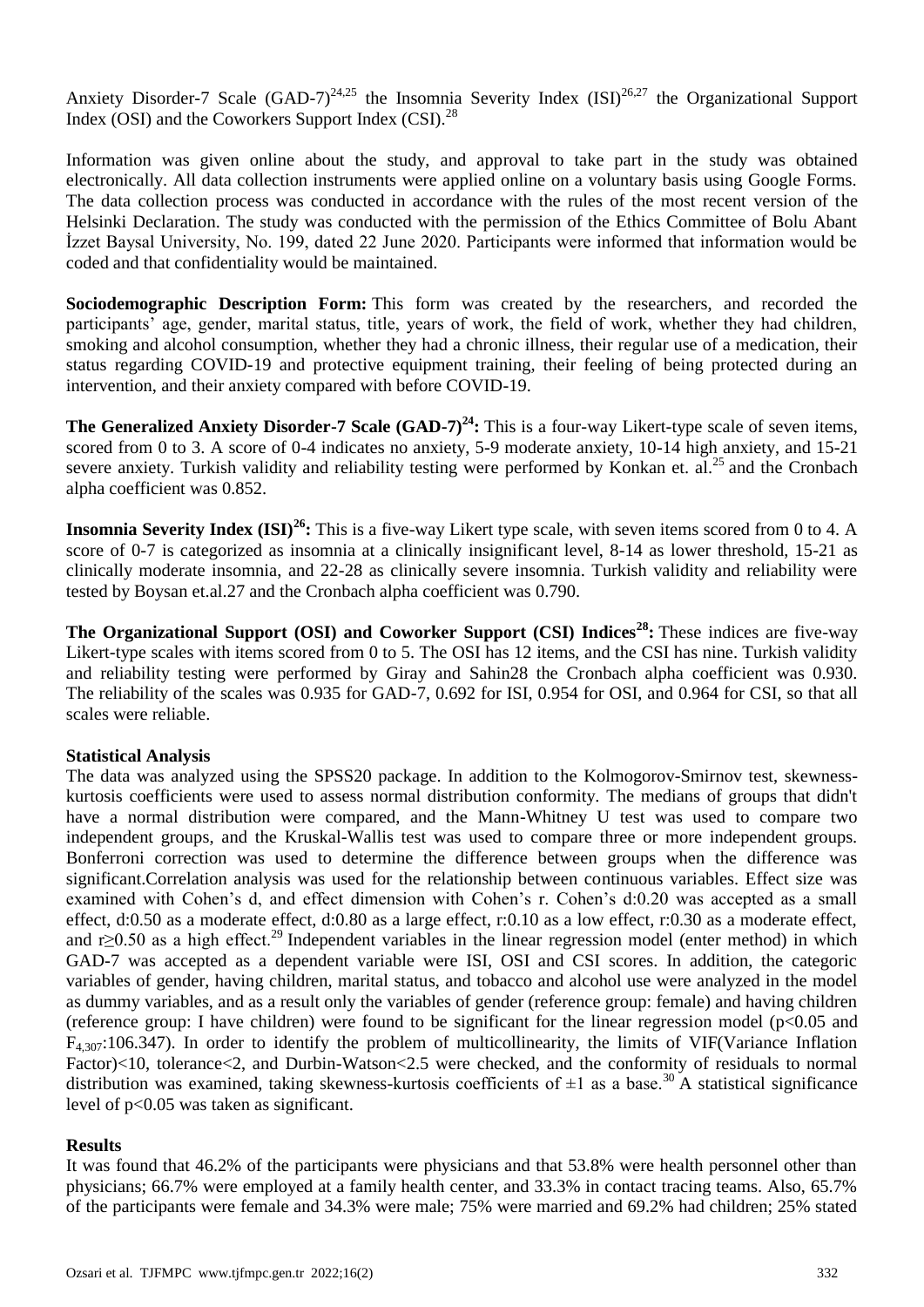Anxiety Disorder-7 Scale (GAD-7)[24,25] the Insomnia Severity Index (ISI)[26,27] the Organizational Support Index (OSI) and the Coworkers Support Index (CSI).[28]

Information was given online about the study, and approval to take part in the study was obtained electronically. All data collection instruments were applied online on a voluntary basis using Google Forms. The data collection process was conducted in accordance with the rules of the most recent version of the Helsinki Declaration. The study was conducted with the permission of the Ethics Committee of Bolu Abant İzzet Baysal University, No. 199, dated 22 June 2020. Participants were informed that information would be coded and that confidentiality would be maintained.

**Sociodemographic Description Form:** This form was created by the researchers, and recorded the participants' age, gender, marital status, title, years of work, the field of work, whether they had children, smoking and alcohol consumption, whether they had a chronic illness, their regular use of a medication, their status regarding COVID-19 and protective equipment training, their feeling of being protected during an intervention, and their anxiety compared with before COVID-19.

**The Generalized Anxiety Disorder-7 Scale (GAD-7)[24]:** This is a four-way Likert-type scale of seven items, scored from 0 to 3. A score of 0-4 indicates no anxiety, 5-9 moderate anxiety, 10-14 high anxiety, and 15-21 severe anxiety. Turkish validity and reliability testing were performed by Konkan et. al.[25] and the Cronbach alpha coefficient was 0.852.

**Insomnia Severity Index (ISI)[26]:** This is a five-way Likert type scale, with seven items scored from 0 to 4. A score of 0-7 is categorized as insomnia at a clinically insignificant level, 8-14 as lower threshold, 15-21 as clinically moderate insomnia, and 22-28 as clinically severe insomnia. Turkish validity and reliability were tested by Boysan et.al.27 and the Cronbach alpha coefficient was 0.790.

**The Organizational Support (OSI) and Coworker Support (CSI) Indices[28]:** These indices are five-way Likert-type scales with items scored from 0 to 5. The OSI has 12 items, and the CSI has nine. Turkish validity and reliability testing were performed by Giray and Sahin28 the Cronbach alpha coefficient was 0.930. The reliability of the scales was 0.935 for GAD-7, 0.692 for ISI, 0.954 for OSI, and 0.964 for CSI, so that all scales were reliable.

**Statistical Analysis**

The data was analyzed using the SPSS20 package. In addition to the Kolmogorov-Smirnov test, skewness-kurtosis coefficients were used to assess normal distribution conformity. The medians of groups that didn't have a normal distribution were compared, and the Mann-Whitney U test was used to compare two independent groups, and the Kruskal-Wallis test was used to compare three or more independent groups. Bonferroni correction was used to determine the difference between groups when the difference was significant.Correlation analysis was used for the relationship between continuous variables. Effect size was examined with Cohen's d, and effect dimension with Cohen's r. Cohen's d:0.20 was accepted as a small effect, d:0.50 as a moderate effect, d:0.80 as a large effect, r:0.10 as a low effect, r:0.30 as a moderate effect, and $r \geq 0.50$ as a high effect.[29] Independent variables in the linear regression model (enter method) in which GAD-7 was accepted as a dependent variable were ISI, OSI and CSI scores. In addition, the categoric variables of gender, having children, marital status, and tobacco and alcohol use were analyzed in the model as dummy variables, and as a result only the variables of gender (reference group: female) and having children (reference group: I have children) were found to be significant for the linear regression model ($p<0.05$ and $F_{4,307}$:106.347). In order to identify the problem of multicollinearity, the limits of VIF(Variance Inflation Factor)<10, tolerance<2, and Durbin-Watson<2.5 were checked, and the conformity of residuals to normal distribution was examined, taking skewness-kurtosis coefficients of $\pm 1$ as a base.[30] A statistical significance level of $p<0.05$ was taken as significant.

**Results**

It was found that 46.2% of the participants were physicians and that 53.8% were health personnel other than physicians; 66.7% were employed at a family health center, and 33.3% in contact tracing teams. Also, 65.7% of the participants were female and 34.3% were male; 75% were married and 69.2% had children; 25% stated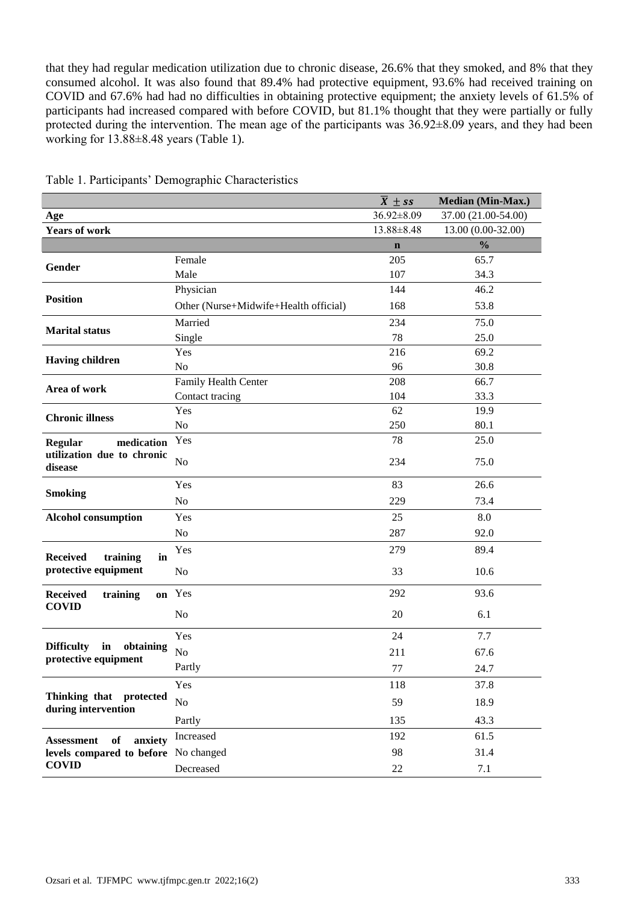that they had regular medication utilization due to chronic disease, 26.6% that they smoked, and 8% that they consumed alcohol. It was also found that 89.4% had protective equipment, 93.6% had received training on COVID and 67.6% had had no difficulties in obtaining protective equipment; the anxiety levels of 61.5% of participants had increased compared with before COVID, but 81.1% thought that they were partially or fully protected during the intervention. The mean age of the participants was 36.92±8.09 years, and they had been working for 13.88±8.48 years (Table 1).

Table 1. Participants' Demographic Characteristics

| | | $\bar{X} \pm ss$ | Median (Min-Max.) |
|---|---|---|---|
| **Age** | | 36.92±8.09 | 37.00 (21.00-54.00) |
| **Years of work** | | 13.88±8.48 | 13.00 (0.00-32.00) |
| | | **n** | **%** |
| **Gender** | Female | 205 | 65.7 |
| | Male | 107 | 34.3 |
| **Position** | Physician | 144 | 46.2 |
| | Other (Nurse+Midwife+Health official) | 168 | 53.8 |
| **Marital status** | Married | 234 | 75.0 |
| | Single | 78 | 25.0 |
| **Having children** | Yes | 216 | 69.2 |
| | No | 96 | 30.8 |
| **Area of work** | Family Health Center | 208 | 66.7 |
| | Contact tracing | 104 | 33.3 |
| **Chronic illness** | Yes | 62 | 19.9 |
| | No | 250 | 80.1 |
| **Regular medication utilization due to chronic disease** | Yes | 78 | 25.0 |
| | No | 234 | 75.0 |
| **Smoking** | Yes | 83 | 26.6 |
| | No | 229 | 73.4 |
| **Alcohol consumption** | Yes | 25 | 8.0 |
| | No | 287 | 92.0 |
| **Received training in protective equipment** | Yes | 279 | 89.4 |
| | No | 33 | 10.6 |
| **Received training on COVID** | Yes | 292 | 93.6 |
| | No | 20 | 6.1 |
| **Difficulty in obtaining protective equipment** | Yes | 24 | 7.7 |
| | No | 211 | 67.6 |
| | Partly | 77 | 24.7 |
| **Thinking that protected during intervention** | Yes | 118 | 37.8 |
| | No | 59 | 18.9 |
| | Partly | 135 | 43.3 |
| **Assessment of anxiety levels compared to before COVID** | Increased | 192 | 61.5 |
| | No changed | 98 | 31.4 |
| | Decreased | 22 | 7.1 |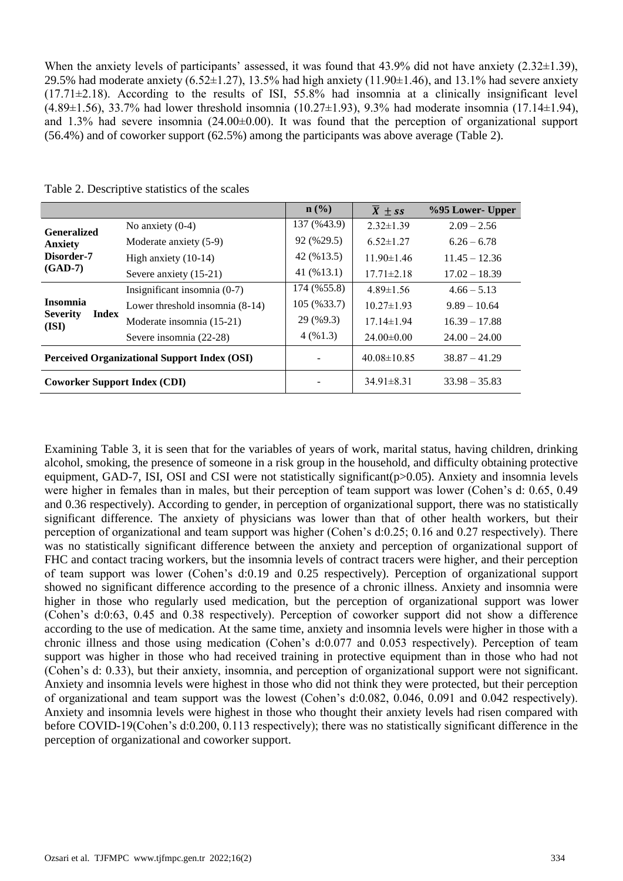When the anxiety levels of participants' assessed, it was found that 43.9% did not have anxiety (2.32±1.39), 29.5% had moderate anxiety (6.52±1.27), 13.5% had high anxiety (11.90±1.46), and 13.1% had severe anxiety (17.71±2.18). According to the results of ISI, 55.8% had insomnia at a clinically insignificant level (4.89±1.56), 33.7% had lower threshold insomnia (10.27±1.93), 9.3% had moderate insomnia (17.14±1.94), and 1.3% had severe insomnia (24.00±0.00). It was found that the perception of organizational support (56.4%) and of coworker support (62.5%) among the participants was above average (Table 2).

Table 2. Descriptive statistics of the scales

| | | n (%) | $\overline{X} \pm ss$ | %95 Lower- Upper |
|---|---|---|---|---|
| **Generalized Anxiety Disorder-7 (GAD-7)** | No anxiety (0-4) | 137 (%43.9) | 2.32±1.39 | 2.09 – 2.56 |
| | Moderate anxiety (5-9) | 92 (%29.5) | 6.52±1.27 | 6.26 – 6.78 |
| | High anxiety (10-14) | 42 (%13.5) | 11.90±1.46 | 11.45 – 12.36 |
| | Severe anxiety (15-21) | 41 (%13.1) | 17.71±2.18 | 17.02 – 18.39 |
| **Insomnia Severity Index (ISI)** | Insignificant insomnia (0-7) | 174 (%55.8) | 4.89±1.56 | 4.66 – 5.13 |
| | Lower threshold insomnia (8-14) | 105 (%33.7) | 10.27±1.93 | 9.89 – 10.64 |
| | Moderate insomnia (15-21) | 29 (%9.3) | 17.14±1.94 | 16.39 – 17.88 |
| | Severe insomnia (22-28) | 4 (%1.3) | 24.00±0.00 | 24.00 – 24.00 |
| **Perceived Organizational Support Index (OSI)** | | - | 40.08±10.85 | 38.87 – 41.29 |
| **Coworker Support Index (CDI)** | | - | 34.91±8.31 | 33.98 – 35.83 |

Examining Table 3, it is seen that for the variables of years of work, marital status, having children, drinking alcohol, smoking, the presence of someone in a risk group in the household, and difficulty obtaining protective equipment, GAD-7, ISI, OSI and CSI were not statistically significant($p>0.05$). Anxiety and insomnia levels were higher in females than in males, but their perception of team support was lower (Cohen's d: 0.65, 0.49 and 0.36 respectively). According to gender, in perception of organizational support, there was no statistically significant difference. The anxiety of physicians was lower than that of other health workers, but their perception of organizational and team support was higher (Cohen's d:0.25; 0.16 and 0.27 respectively). There was no statistically significant difference between the anxiety and perception of organizational support of FHC and contact tracing workers, but the insomnia levels of contract tracers were higher, and their perception of team support was lower (Cohen's d:0.19 and 0.25 respectively). Perception of organizational support showed no significant difference according to the presence of a chronic illness. Anxiety and insomnia were higher in those who regularly used medication, but the perception of organizational support was lower (Cohen's d:0:63, 0.45 and 0.38 respectively). Perception of coworker support did not show a difference according to the use of medication. At the same time, anxiety and insomnia levels were higher in those with a chronic illness and those using medication (Cohen's d:0.077 and 0.053 respectively). Perception of team support was higher in those who had received training in protective equipment than in those who had not (Cohen's d: 0.33), but their anxiety, insomnia, and perception of organizational support were not significant. Anxiety and insomnia levels were highest in those who did not think they were protected, but their perception of organizational and team support was the lowest (Cohen's d:0.082, 0.046, 0.091 and 0.042 respectively). Anxiety and insomnia levels were highest in those who thought their anxiety levels had risen compared with before COVID-19(Cohen's d:0.200, 0.113 respectively); there was no statistically significant difference in the perception of organizational and coworker support.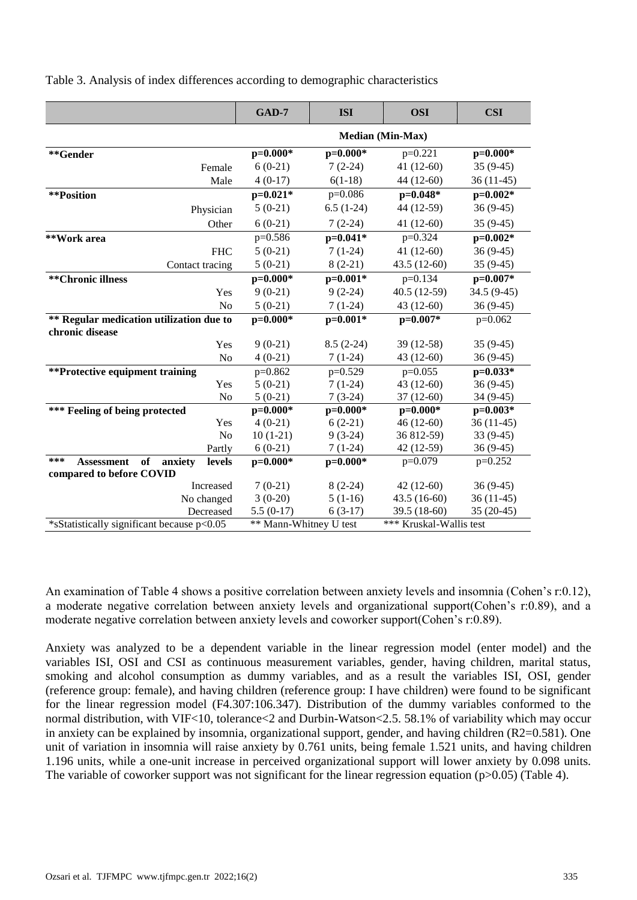Table 3. Analysis of index differences according to demographic characteristics

| | GAD-7 | ISI | OSI | CSI |
|---|---|---|---|---|
| | Median (Min-Max) | | | |
| **Gender** | **p=0.000*** | **p=0.000*** | p=0.221 | **p=0.000*** |
| Female | 6 (0-21) | 7 (2-24) | 41 (12-60) | 35 (9-45) |
| Male | 4 (0-17) | 6(1-18) | 44 (12-60) | 36 (11-45) |
| **Position** | **p=0.021*** | p=0.086 | **p=0.048*** | **p=0.002*** |
| Physician | 5 (0-21) | 6.5 (1-24) | 44 (12-59) | 36 (9-45) |
| Other | 6 (0-21) | 7 (2-24) | 41 (12-60) | 35 (9-45) |
| **Work area** | p=0.586 | **p=0.041*** | p=0.324 | **p=0.002*** |
| FHC | 5 (0-21) | 7 (1-24) | 41 (12-60) | 36 (9-45) |
| Contact tracing | 5 (0-21) | 8 (2-21) | 43.5 (12-60) | 35 (9-45) |
| **Chronic illness** | **p=0.000*** | **p=0.001*** | p=0.134 | **p=0.007*** |
| Yes | 9 (0-21) | 9 (2-24) | 40.5 (12-59) | 34.5 (9-45) |
| No | 5 (0-21) | 7 (1-24) | 43 (12-60) | 36 (9-45) |
| **Regular medication utilization due to chronic disease** | **p=0.000*** | **p=0.001*** | **p=0.007*** | p=0.062 |
| Yes | 9 (0-21) | 8.5 (2-24) | 39 (12-58) | 35 (9-45) |
| No | 4 (0-21) | 7 (1-24) | 43 (12-60) | 36 (9-45) |
| **Protective equipment training** | p=0.862 | p=0.529 | p=0.055 | **p=0.033*** |
| Yes | 5 (0-21) | 7 (1-24) | 43 (12-60) | 36 (9-45) |
| No | 5 (0-21) | 7 (3-24) | 37 (12-60) | 34 (9-45) |
| **Feeling of being protected** | **p=0.000*** | **p=0.000*** | **p=0.000*** | **p=0.003*** |
| Yes | 4 (0-21) | 6 (2-21) | 46 (12-60) | 36 (11-45) |
| No | 10 (1-21) | 9 (3-24) | 36 812-59) | 33 (9-45) |
| Partly | 6 (0-21) | 7 (1-24) | 42 (12-59) | 36 (9-45) |
| **Assessment of anxiety levels compared to before COVID** | **p=0.000*** | **p=0.000*** | p=0.079 | p=0.252 |
| Increased | 7 (0-21) | 8 (2-24) | 42 (12-60) | 36 (9-45) |
| No changed | 3 (0-20) | 5 (1-16) | 43.5 (16-60) | 36 (11-45) |
| Decreased | 5.5 (0-17) | 6 (3-17) | 39.5 (18-60) | 35 (20-45) |
| *sStatistically significant because p<0.05 | ** Mann-Whitney U test | | *** Kruskal-Wallis test | |

Note: ** Gender, Position, Work area, Chronic illness, Regular medication utilization due to chronic disease, Protective equipment training (Mann-Whitney U test); *** Feeling of being protected, Assessment of anxiety levels compared to before COVID (Kruskal-Wallis test).

An examination of Table 4 shows a positive correlation between anxiety levels and insomnia (Cohen's r:0.12), a moderate negative correlation between anxiety levels and organizational support(Cohen's r:0.89), and a moderate negative correlation between anxiety levels and coworker support(Cohen's r:0.89).

Anxiety was analyzed to be a dependent variable in the linear regression model (enter model) and the variables ISI, OSI and CSI as continuous measurement variables, gender, having children, marital status, smoking and alcohol consumption as dummy variables, and as a result the variables ISI, OSI, gender (reference group: female), and having children (reference group: I have children) were found to be significant for the linear regression model ($F_{4.307}$:106.347). Distribution of the dummy variables conformed to the normal distribution, with VIF<10, tolerance<2 and Durbin-Watson<2.5. 58.1% of variability which may occur in anxiety can be explained by insomnia, organizational support, gender, and having children ($R^2$=0.581). One unit of variation in insomnia will raise anxiety by 0.761 units, being female 1.521 units, and having children 1.196 units, while a one-unit increase in perceived organizational support will lower anxiety by 0.098 units. The variable of coworker support was not significant for the linear regression equation (p>0.05) (Table 4).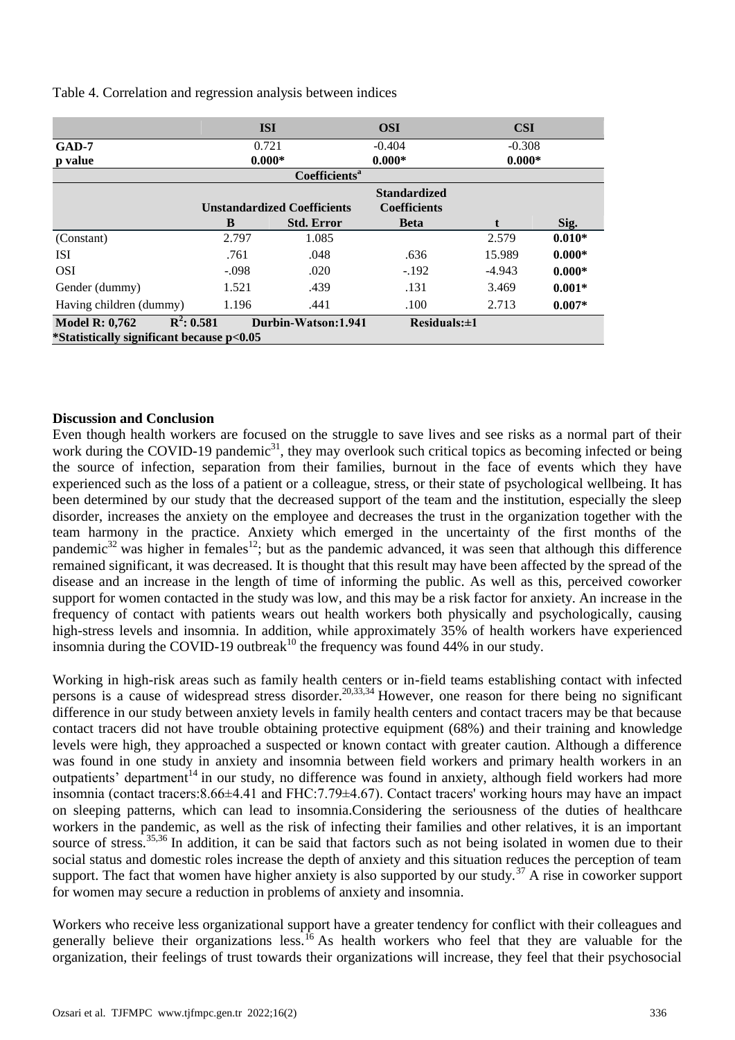Table 4. Correlation and regression analysis between indices

| | ISI | | OSI | CSI | |
|---|---|---|---|---|---|
| **GAD-7** | 0.721 | | -0.404 | -0.308 | |
| **p value** | **0.000*** | | **0.000*** | **0.000*** | |
| | | **Coefficients[a]** | | | |
| | **Unstandardized Coefficients** | | **Standardized Coefficients** | | |
| | **B** | **Std. Error** | **Beta** | **t** | **Sig.** |
| (Constant) | 2.797 | 1.085 | | 2.579 | **0.010*** |
| ISI | .761 | .048 | .636 | 15.989 | **0.000*** |
| OSI | -.098 | .020 | -.192 | -4.943 | **0.000*** |
| Gender (dummy) | 1.521 | .439 | .131 | 3.469 | **0.001*** |
| Having children (dummy) | 1.196 | .441 | .100 | 2.713 | **0.007*** |
| **Model R: 0,762** | **$R^2$: 0.581** | **Durbin-Watson:1.941** | **Residuals:±1** | | |

**\*Statistically significant because p<0.05**

**Discussion and Conclusion**

Even though health workers are focused on the struggle to save lives and see risks as a normal part of their work during the COVID-19 pandemic[31], they may overlook such critical topics as becoming infected or being the source of infection, separation from their families, burnout in the face of events which they have experienced such as the loss of a patient or a colleague, stress, or their state of psychological wellbeing. It has been determined by our study that the decreased support of the team and the institution, especially the sleep disorder, increases the anxiety on the employee and decreases the trust in the organization together with the team harmony in the practice. Anxiety which emerged in the uncertainty of the first months of the pandemic[32] was higher in females[12]; but as the pandemic advanced, it was seen that although this difference remained significant, it was decreased. It is thought that this result may have been affected by the spread of the disease and an increase in the length of time of informing the public. As well as this, perceived coworker support for women contacted in the study was low, and this may be a risk factor for anxiety. An increase in the frequency of contact with patients wears out health workers both physically and psychologically, causing high-stress levels and insomnia. In addition, while approximately 35% of health workers have experienced insomnia during the COVID-19 outbreak[10] the frequency was found 44% in our study.

Working in high-risk areas such as family health centers or in-field teams establishing contact with infected persons is a cause of widespread stress disorder.[20,33,34] However, one reason for there being no significant difference in our study between anxiety levels in family health centers and contact tracers may be that because contact tracers did not have trouble obtaining protective equipment (68%) and their training and knowledge levels were high, they approached a suspected or known contact with greater caution. Although a difference was found in one study in anxiety and insomnia between field workers and primary health workers in an outpatients' department[14] in our study, no difference was found in anxiety, although field workers had more insomnia (contact tracers:8.66±4.41 and FHC:7.79±4.67). Contact tracers' working hours may have an impact on sleeping patterns, which can lead to insomnia.Considering the seriousness of the duties of healthcare workers in the pandemic, as well as the risk of infecting their families and other relatives, it is an important source of stress.[35,36] In addition, it can be said that factors such as not being isolated in women due to their social status and domestic roles increase the depth of anxiety and this situation reduces the perception of team support. The fact that women have higher anxiety is also supported by our study.[37] A rise in coworker support for women may secure a reduction in problems of anxiety and insomnia.

Workers who receive less organizational support have a greater tendency for conflict with their colleagues and generally believe their organizations less.[16] As health workers who feel that they are valuable for the organization, their feelings of trust towards their organizations will increase, they feel that their psychosocial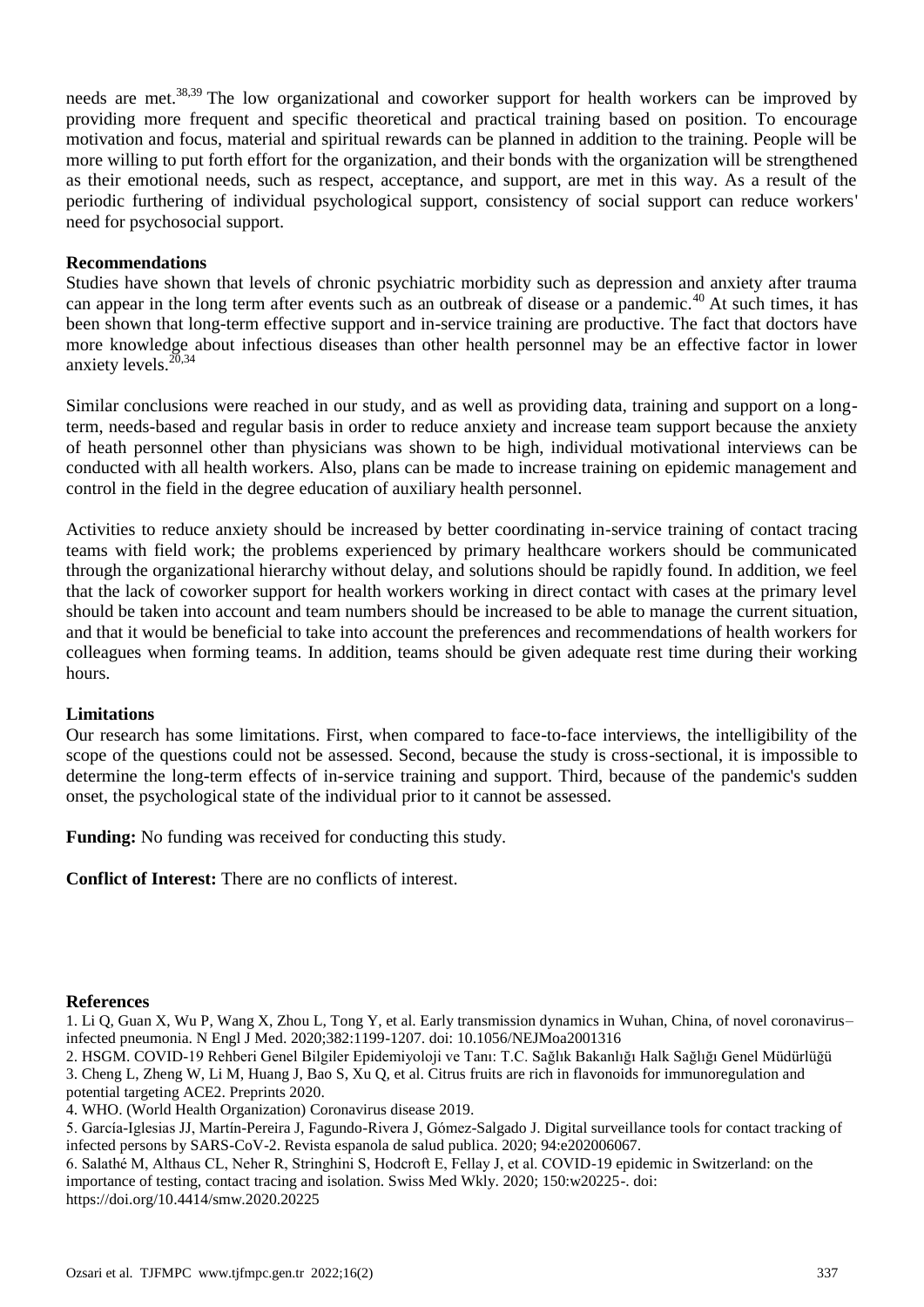needs are met.[38,39] The low organizational and coworker support for health workers can be improved by providing more frequent and specific theoretical and practical training based on position. To encourage motivation and focus, material and spiritual rewards can be planned in addition to the training. People will be more willing to put forth effort for the organization, and their bonds with the organization will be strengthened as their emotional needs, such as respect, acceptance, and support, are met in this way. As a result of the periodic furthering of individual psychological support, consistency of social support can reduce workers' need for psychosocial support.

## Recommendations

Studies have shown that levels of chronic psychiatric morbidity such as depression and anxiety after trauma can appear in the long term after events such as an outbreak of disease or a pandemic.[40] At such times, it has been shown that long-term effective support and in-service training are productive. The fact that doctors have more knowledge about infectious diseases than other health personnel may be an effective factor in lower anxiety levels.[20,34]

Similar conclusions were reached in our study, and as well as providing data, training and support on a long-term, needs-based and regular basis in order to reduce anxiety and increase team support because the anxiety of heath personnel other than physicians was shown to be high, individual motivational interviews can be conducted with all health workers. Also, plans can be made to increase training on epidemic management and control in the field in the degree education of auxiliary health personnel.

Activities to reduce anxiety should be increased by better coordinating in-service training of contact tracing teams with field work; the problems experienced by primary healthcare workers should be communicated through the organizational hierarchy without delay, and solutions should be rapidly found. In addition, we feel that the lack of coworker support for health workers working in direct contact with cases at the primary level should be taken into account and team numbers should be increased to be able to manage the current situation, and that it would be beneficial to take into account the preferences and recommendations of health workers for colleagues when forming teams. In addition, teams should be given adequate rest time during their working hours.

## Limitations

Our research has some limitations. First, when compared to face-to-face interviews, the intelligibility of the scope of the questions could not be assessed. Second, because the study is cross-sectional, it is impossible to determine the long-term effects of in-service training and support. Third, because of the pandemic's sudden onset, the psychological state of the individual prior to it cannot be assessed.

**Funding:** No funding was received for conducting this study.

**Conflict of Interest:** There are no conflicts of interest.

## References

1. Li Q, Guan X, Wu P, Wang X, Zhou L, Tong Y, et al. Early transmission dynamics in Wuhan, China, of novel coronavirus–infected pneumonia. N Engl J Med. 2020;382:1199-1207. doi: 10.1056/NEJMoa2001316
2. HSGM. COVID-19 Rehberi Genel Bilgiler Epidemiyoloji ve Tanı: T.C. Sağlık Bakanlığı Halk Sağlığı Genel Müdürlüğü
3. Cheng L, Zheng W, Li M, Huang J, Bao S, Xu Q, et al. Citrus fruits are rich in flavonoids for immunoregulation and potential targeting ACE2. Preprints 2020.
4. WHO. (World Health Organization) Coronavirus disease 2019.
5. García-Iglesias JJ, Martín-Pereira J, Fagundo-Rivera J, Gómez-Salgado J. Digital surveillance tools for contact tracking of infected persons by SARS-CoV-2. Revista espanola de salud publica. 2020; 94:e202006067.
6. Salathé M, Althaus CL, Neher R, Stringhini S, Hodcroft E, Fellay J, et al. COVID-19 epidemic in Switzerland: on the importance of testing, contact tracing and isolation. Swiss Med Wkly. 2020; 150:w20225-. doi: https://doi.org/10.4414/smw.2020.20225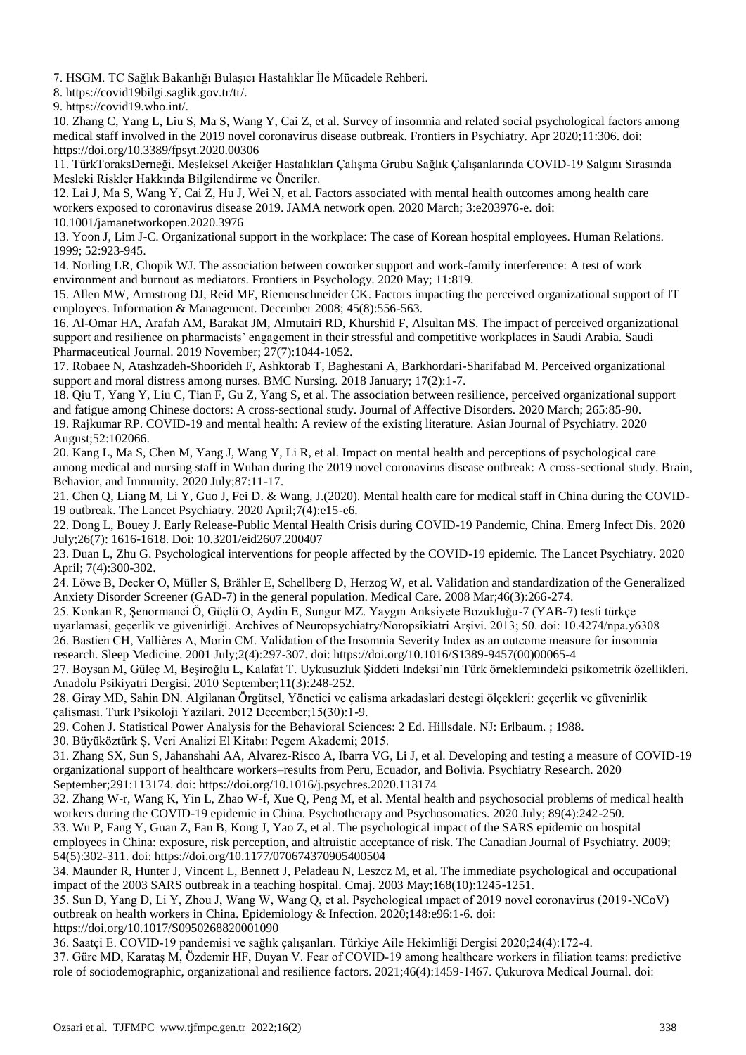7. HSGM. TC Sağlık Bakanlığı Bulaşıcı Hastalıklar İle Mücadele Rehberi.
8. https://covid19bilgi.saglik.gov.tr/tr/.
9. https://covid19.who.int/.
10. Zhang C, Yang L, Liu S, Ma S, Wang Y, Cai Z, et al. Survey of insomnia and related social psychological factors among medical staff involved in the 2019 novel coronavirus disease outbreak. Frontiers in Psychiatry. Apr 2020;11:306. doi: https://doi.org/10.3389/fpsyt.2020.00306
11. TürkToraksDerneği. Mesleksel Akciğer Hastalıkları Çalışma Grubu Sağlık Çalışanlarında COVID-19 Salgını Sırasında Mesleki Riskler Hakkında Bilgilendirme ve Öneriler.
12. Lai J, Ma S, Wang Y, Cai Z, Hu J, Wei N, et al. Factors associated with mental health outcomes among health care workers exposed to coronavirus disease 2019. JAMA network open. 2020 March; 3:e203976-e. doi: 10.1001/jamanetworkopen.2020.3976
13. Yoon J, Lim J-C. Organizational support in the workplace: The case of Korean hospital employees. Human Relations. 1999; 52:923-945.
14. Norling LR, Chopik WJ. The association between coworker support and work-family interference: A test of work environment and burnout as mediators. Frontiers in Psychology. 2020 May; 11:819.
15. Allen MW, Armstrong DJ, Reid MF, Riemenschneider CK. Factors impacting the perceived organizational support of IT employees. Information & Management. December 2008; 45(8):556-563.
16. Al-Omar HA, Arafah AM, Barakat JM, Almutairi RD, Khurshid F, Alsultan MS. The impact of perceived organizational support and resilience on pharmacists' engagement in their stressful and competitive workplaces in Saudi Arabia. Saudi Pharmaceutical Journal. 2019 November; 27(7):1044-1052.
17. Robaee N, Atashzadeh-Shoorideh F, Ashktorab T, Baghestani A, Barkhordari-Sharifabad M. Perceived organizational support and moral distress among nurses. BMC Nursing. 2018 January; 17(2):1-7.
18. Qiu T, Yang Y, Liu C, Tian F, Gu Z, Yang S, et al. The association between resilience, perceived organizational support and fatigue among Chinese doctors: A cross-sectional study. Journal of Affective Disorders. 2020 March; 265:85-90.
19. Rajkumar RP. COVID-19 and mental health: A review of the existing literature. Asian Journal of Psychiatry. 2020 August;52:102066.
20. Kang L, Ma S, Chen M, Yang J, Wang Y, Li R, et al. Impact on mental health and perceptions of psychological care among medical and nursing staff in Wuhan during the 2019 novel coronavirus disease outbreak: A cross-sectional study. Brain, Behavior, and Immunity. 2020 July;87:11-17.
21. Chen Q, Liang M, Li Y, Guo J, Fei D. & Wang, J.(2020). Mental health care for medical staff in China during the COVID-19 outbreak. The Lancet Psychiatry. 2020 April;7(4):e15-e6.
22. Dong L, Bouey J. Early Release-Public Mental Health Crisis during COVID-19 Pandemic, China. Emerg Infect Dis. 2020 July;26(7): 1616-1618. Doi: 10.3201/eid2607.200407
23. Duan L, Zhu G. Psychological interventions for people affected by the COVID-19 epidemic. The Lancet Psychiatry. 2020 April; 7(4):300-302.
24. Löwe B, Decker O, Müller S, Brähler E, Schellberg D, Herzog W, et al. Validation and standardization of the Generalized Anxiety Disorder Screener (GAD-7) in the general population. Medical Care. 2008 Mar;46(3):266-274.
25. Konkan R, Şenormanci Ö, Güçlü O, Aydin E, Sungur MZ. Yaygın Anksiyete Bozukluğu-7 (YAB-7) testi türkçe uyarlaması, geçerlik ve güvenirliği. Archives of Neuropsychiatry/Noropsikiatri Arşivi. 2013; 50. doi: 10.4274/npa.y6308
26. Bastien CH, Vallières A, Morin CM. Validation of the Insomnia Severity Index as an outcome measure for insomnia research. Sleep Medicine. 2001 July;2(4):297-307. doi: https://doi.org/10.1016/S1389-9457(00)00065-4
27. Boysan M, Güleç M, Beşiroğlu L, Kalafat T. Uykusuzluk Şiddeti Indeksi'nin Türk örneklemindeki psikometrik özellikleri. Anadolu Psikiyatri Dergisi. 2010 September;11(3):248-252.
28. Giray MD, Sahin DN. Algilanan Örgütsel, Yönetici ve çalisma arkadaslari destegi ölçekleri: geçerlik ve güvenirlik çalismasi. Turk Psikoloji Yazilari. 2012 December;15(30):1-9.
29. Cohen J. Statistical Power Analysis for the Behavioral Sciences: 2 Ed. Hillsdale. NJ: Erlbaum. ; 1988.
30. Büyüköztürk Ş. Veri Analizi El Kitabı: Pegem Akademi; 2015.
31. Zhang SX, Sun S, Jahanshahi AA, Alvarez-Risco A, Ibarra VG, Li J, et al. Developing and testing a measure of COVID-19 organizational support of healthcare workers–results from Peru, Ecuador, and Bolivia. Psychiatry Research. 2020 September;291:113174. doi: https://doi.org/10.1016/j.psychres.2020.113174
32. Zhang W-r, Wang K, Yin L, Zhao W-f, Xue Q, Peng M, et al. Mental health and psychosocial problems of medical health workers during the COVID-19 epidemic in China. Psychotherapy and Psychosomatics. 2020 July; 89(4):242-250.
33. Wu P, Fang Y, Guan Z, Fan B, Kong J, Yao Z, et al. The psychological impact of the SARS epidemic on hospital employees in China: exposure, risk perception, and altruistic acceptance of risk. The Canadian Journal of Psychiatry. 2009; 54(5):302-311. doi: https://doi.org/10.1177/070674370905400504
34. Maunder R, Hunter J, Vincent L, Bennett J, Peladeau N, Leszcz M, et al. The immediate psychological and occupational impact of the 2003 SARS outbreak in a teaching hospital. Cmaj. 2003 May;168(10):1245-1251.
35. Sun D, Yang D, Li Y, Zhou J, Wang W, Wang Q, et al. Psychological ımpact of 2019 novel coronavirus (2019-NCoV) outbreak on health workers in China. Epidemiology & Infection. 2020;148:e96:1-6. doi: https://doi.org/10.1017/S0950268820001090
36. Saatçi E. COVID-19 pandemisi ve sağlık çalışanları. Türkiye Aile Hekimliği Dergisi 2020;24(4):172-4.
37. Güre MD, Karataş M, Özdemir HF, Duyan V. Fear of COVID-19 among healthcare workers in filiation teams: predictive role of sociodemographic, organizational and resilience factors. 2021;46(4):1459-1467. Çukurova Medical Journal. doi: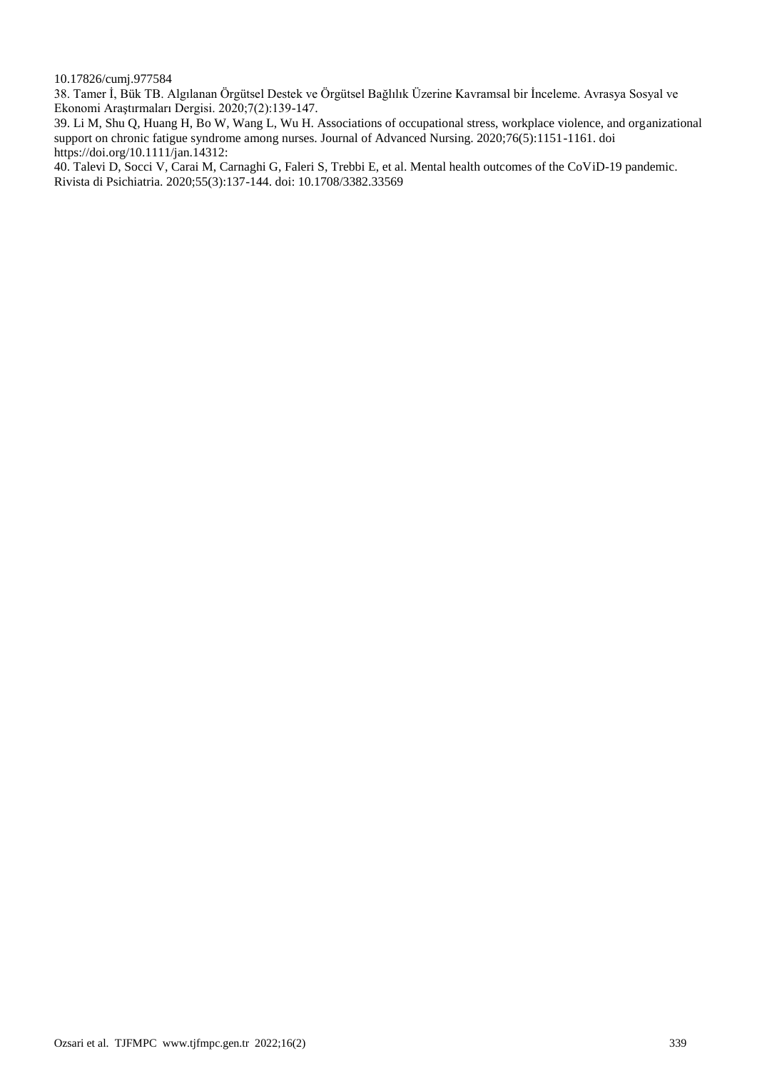10.17826/cumj.977584

38. Tamer İ, Bük TB. Algılanan Örgütsel Destek ve Örgütsel Bağlılık Üzerine Kavramsal bir İnceleme. Avrasya Sosyal ve Ekonomi Araştırmaları Dergisi. 2020;7(2):139-147.

39. Li M, Shu Q, Huang H, Bo W, Wang L, Wu H. Associations of occupational stress, workplace violence, and organizational support on chronic fatigue syndrome among nurses. Journal of Advanced Nursing. 2020;76(5):1151-1161. doi https://doi.org/10.1111/jan.14312:

40. Talevi D, Socci V, Carai M, Carnaghi G, Faleri S, Trebbi E, et al. Mental health outcomes of the CoViD-19 pandemic. Rivista di Psichiatria. 2020;55(3):137-144. doi: 10.1708/3382.33569